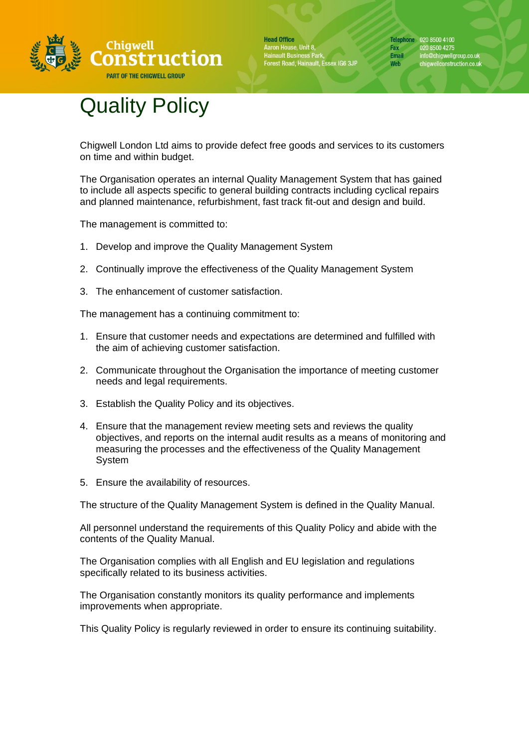# Quality Policy

Chigwell London Ltd aims to provide defect free goods and services to its customers on time and within budget.

The Organisation operates an internal Quality Management System that has gained to include all aspects specific to general building contracts including cyclical repairs and planned maintenance, refurbishment, fast track fit-out and design and build.

The management is committed to:

1. Develop and improve the Quality Management System
2. Continually improve the effectiveness of the Quality Management System
3. The enhancement of customer satisfaction.

The management has a continuing commitment to:

1. Ensure that customer needs and expectations are determined and fulfilled with the aim of achieving customer satisfaction.
2. Communicate throughout the Organisation the importance of meeting customer needs and legal requirements.
3. Establish the Quality Policy and its objectives.
4. Ensure that the management review meeting sets and reviews the quality objectives, and reports on the internal audit results as a means of monitoring and measuring the processes and the effectiveness of the Quality Management System
5. Ensure the availability of resources.

The structure of the Quality Management System is defined in the Quality Manual.

All personnel understand the requirements of this Quality Policy and abide with the contents of the Quality Manual.

The Organisation complies with all English and EU legislation and regulations specifically related to its business activities.

The Organisation constantly monitors its quality performance and implements improvements when appropriate.

This Quality Policy is regularly reviewed in order to ensure its continuing suitability.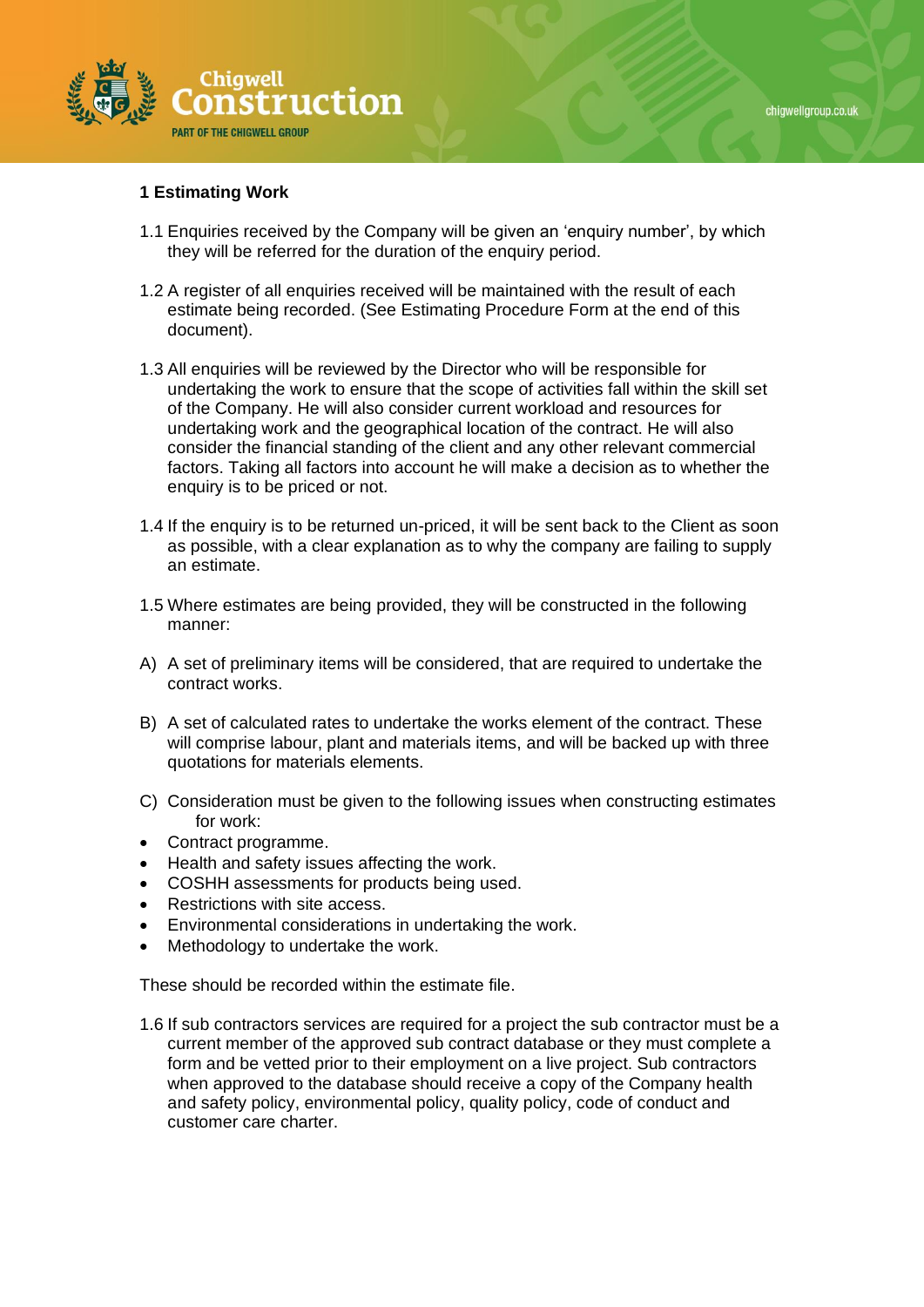## 1 Estimating Work

1.1 Enquiries received by the Company will be given an 'enquiry number', by which they will be referred for the duration of the enquiry period.

1.2 A register of all enquiries received will be maintained with the result of each estimate being recorded. (See Estimating Procedure Form at the end of this document).

1.3 All enquiries will be reviewed by the Director who will be responsible for undertaking the work to ensure that the scope of activities fall within the skill set of the Company. He will also consider current workload and resources for undertaking work and the geographical location of the contract. He will also consider the financial standing of the client and any other relevant commercial factors. Taking all factors into account he will make a decision as to whether the enquiry is to be priced or not.

1.4 If the enquiry is to be returned un-priced, it will be sent back to the Client as soon as possible, with a clear explanation as to why the company are failing to supply an estimate.

1.5 Where estimates are being provided, they will be constructed in the following manner:

A) A set of preliminary items will be considered, that are required to undertake the contract works.

B) A set of calculated rates to undertake the works element of the contract. These will comprise labour, plant and materials items, and will be backed up with three quotations for materials elements.

C) Consideration must be given to the following issues when constructing estimates for work:

- Contract programme.
- Health and safety issues affecting the work.
- COSHH assessments for products being used.
- Restrictions with site access.
- Environmental considerations in undertaking the work.
- Methodology to undertake the work.

These should be recorded within the estimate file.

1.6 If sub contractors services are required for a project the sub contractor must be a current member of the approved sub contract database or they must complete a form and be vetted prior to their employment on a live project. Sub contractors when approved to the database should receive a copy of the Company health and safety policy, environmental policy, quality policy, code of conduct and customer care charter.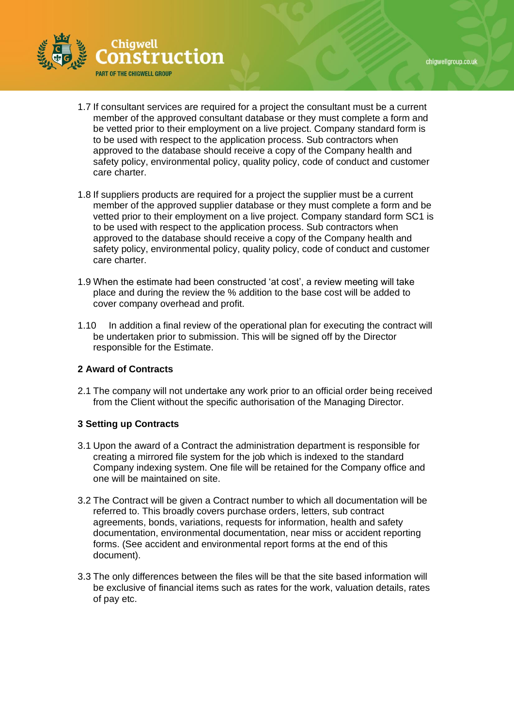1.7 If consultant services are required for a project the consultant must be a current member of the approved consultant database or they must complete a form and be vetted prior to their employment on a live project. Company standard form is to be used with respect to the application process. Sub contractors when approved to the database should receive a copy of the Company health and safety policy, environmental policy, quality policy, code of conduct and customer care charter.

1.8 If suppliers products are required for a project the supplier must be a current member of the approved supplier database or they must complete a form and be vetted prior to their employment on a live project. Company standard form SC1 is to be used with respect to the application process. Sub contractors when approved to the database should receive a copy of the Company health and safety policy, environmental policy, quality policy, code of conduct and customer care charter.

1.9 When the estimate had been constructed 'at cost', a review meeting will take place and during the review the % addition to the base cost will be added to cover company overhead and profit.

1.10 In addition a final review of the operational plan for executing the contract will be undertaken prior to submission. This will be signed off by the Director responsible for the Estimate.

## 2 Award of Contracts

2.1 The company will not undertake any work prior to an official order being received from the Client without the specific authorisation of the Managing Director.

## 3 Setting up Contracts

3.1 Upon the award of a Contract the administration department is responsible for creating a mirrored file system for the job which is indexed to the standard Company indexing system. One file will be retained for the Company office and one will be maintained on site.

3.2 The Contract will be given a Contract number to which all documentation will be referred to. This broadly covers purchase orders, letters, sub contract agreements, bonds, variations, requests for information, health and safety documentation, environmental documentation, near miss or accident reporting forms. (See accident and environmental report forms at the end of this document).

3.3 The only differences between the files will be that the site based information will be exclusive of financial items such as rates for the work, valuation details, rates of pay etc.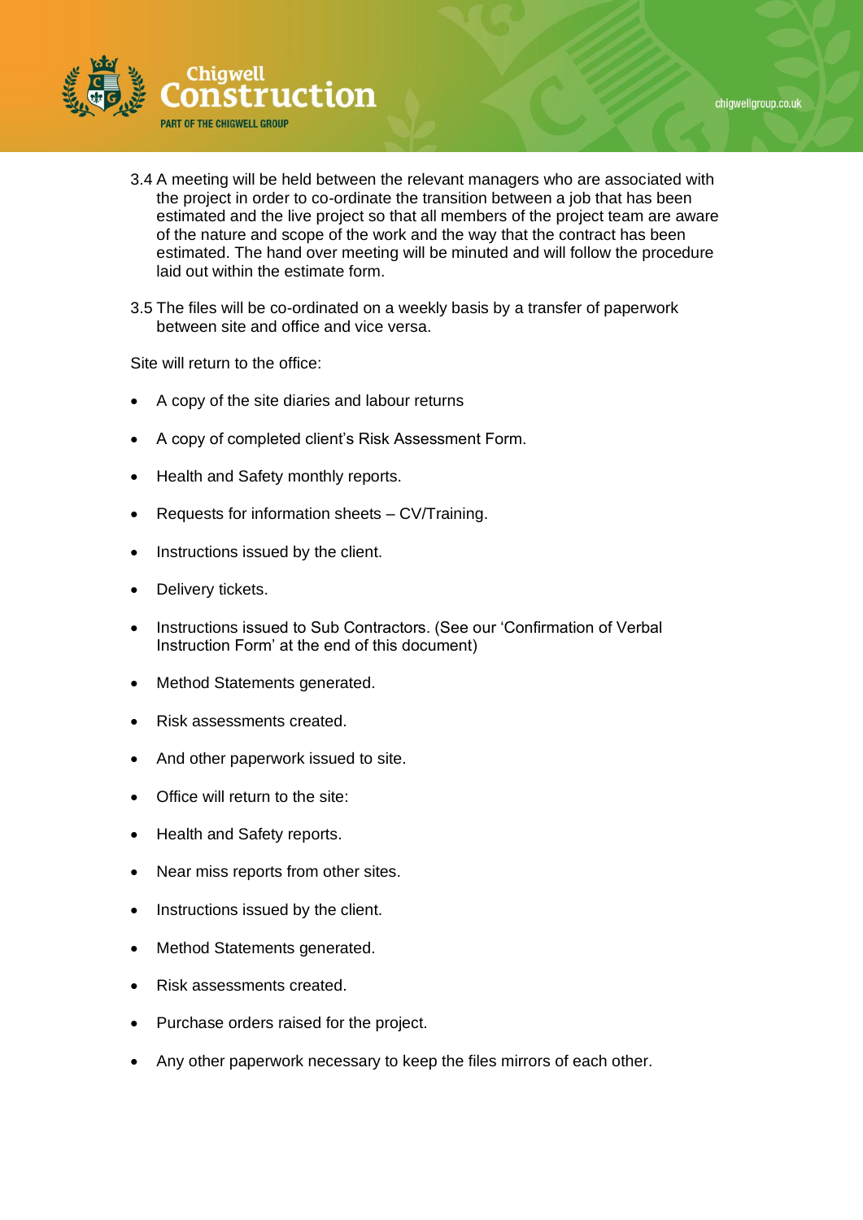3.4 A meeting will be held between the relevant managers who are associated with the project in order to co-ordinate the transition between a job that has been estimated and the live project so that all members of the project team are aware of the nature and scope of the work and the way that the contract has been estimated. The hand over meeting will be minuted and will follow the procedure laid out within the estimate form.

3.5 The files will be co-ordinated on a weekly basis by a transfer of paperwork between site and office and vice versa.

Site will return to the office:

- A copy of the site diaries and labour returns
- A copy of completed client's Risk Assessment Form.
- Health and Safety monthly reports.
- Requests for information sheets – CV/Training.
- Instructions issued by the client.
- Delivery tickets.
- Instructions issued to Sub Contractors. (See our 'Confirmation of Verbal Instruction Form' at the end of this document)
- Method Statements generated.
- Risk assessments created.
- And other paperwork issued to site.
- Office will return to the site:
- Health and Safety reports.
- Near miss reports from other sites.
- Instructions issued by the client.
- Method Statements generated.
- Risk assessments created.
- Purchase orders raised for the project.
- Any other paperwork necessary to keep the files mirrors of each other.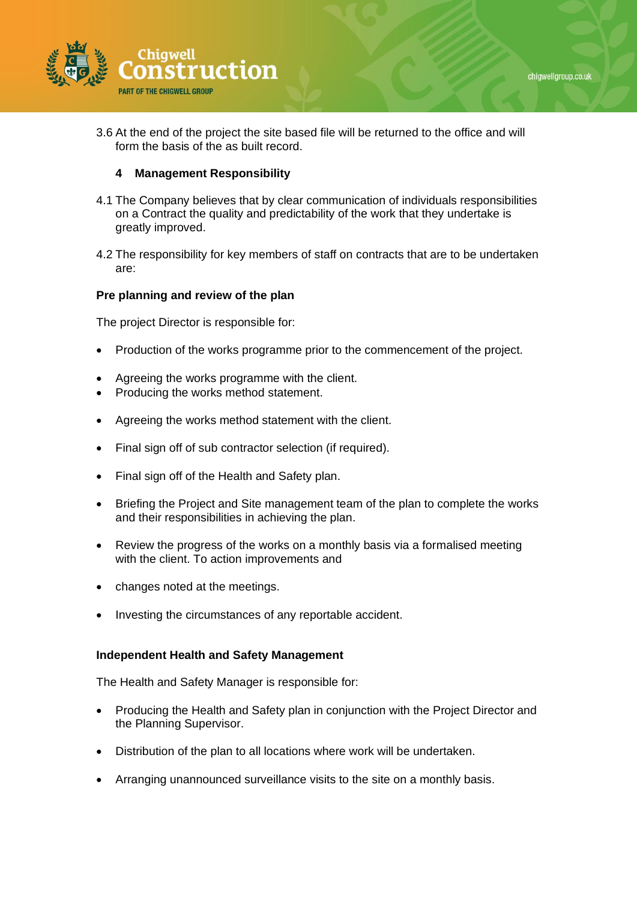3.6 At the end of the project the site based file will be returned to the office and will form the basis of the as built record.

## 4 Management Responsibility

4.1 The Company believes that by clear communication of individuals responsibilities on a Contract the quality and predictability of the work that they undertake is greatly improved.

4.2 The responsibility for key members of staff on contracts that are to be undertaken are:

**Pre planning and review of the plan**

The project Director is responsible for:

- Production of the works programme prior to the commencement of the project.
- Agreeing the works programme with the client.
- Producing the works method statement.
- Agreeing the works method statement with the client.
- Final sign off of sub contractor selection (if required).
- Final sign off of the Health and Safety plan.
- Briefing the Project and Site management team of the plan to complete the works and their responsibilities in achieving the plan.
- Review the progress of the works on a monthly basis via a formalised meeting with the client. To action improvements and
- changes noted at the meetings.
- Investing the circumstances of any reportable accident.

**Independent Health and Safety Management**

The Health and Safety Manager is responsible for:

- Producing the Health and Safety plan in conjunction with the Project Director and the Planning Supervisor.
- Distribution of the plan to all locations where work will be undertaken.
- Arranging unannounced surveillance visits to the site on a monthly basis.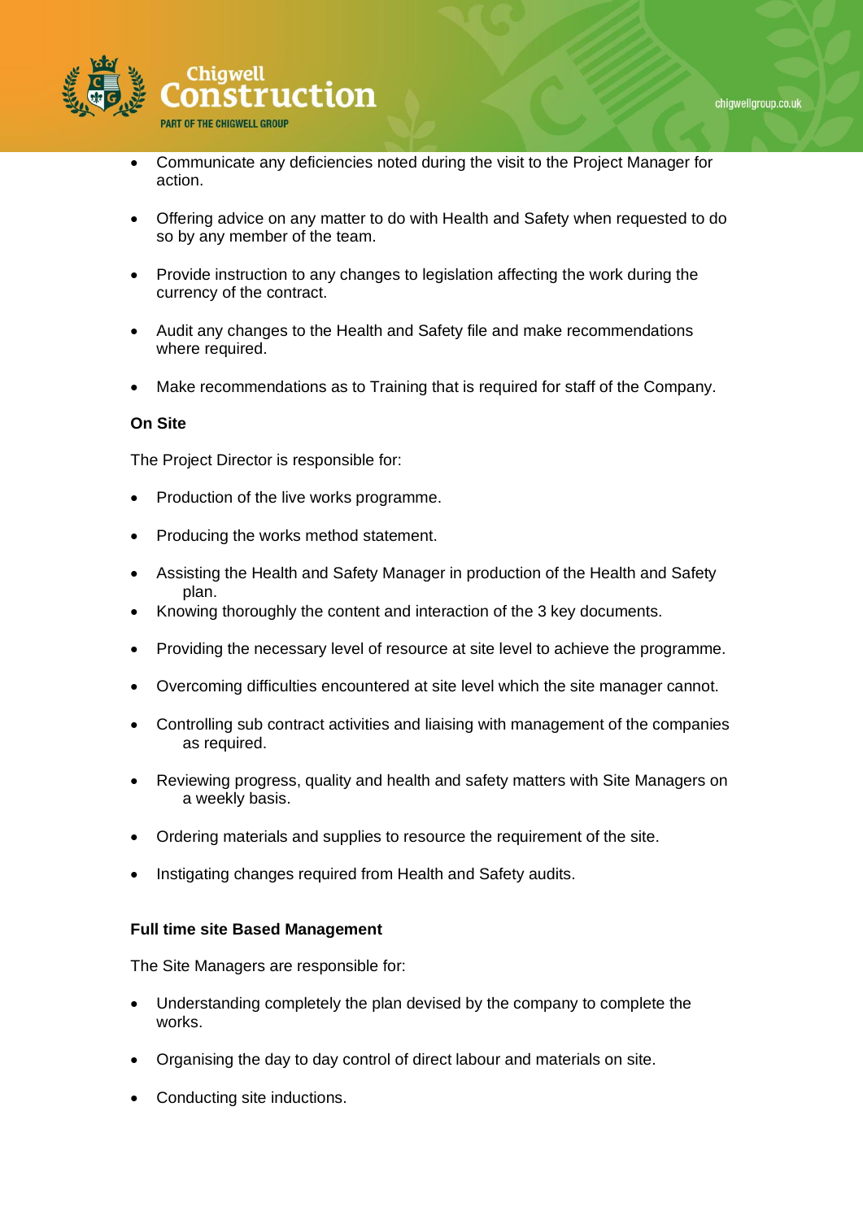- Communicate any deficiencies noted during the visit to the Project Manager for action.
- Offering advice on any matter to do with Health and Safety when requested to do so by any member of the team.
- Provide instruction to any changes to legislation affecting the work during the currency of the contract.
- Audit any changes to the Health and Safety file and make recommendations where required.
- Make recommendations as to Training that is required for staff of the Company.

**On Site**

The Project Director is responsible for:

- Production of the live works programme.
- Producing the works method statement.
- Assisting the Health and Safety Manager in production of the Health and Safety plan.
- Knowing thoroughly the content and interaction of the 3 key documents.
- Providing the necessary level of resource at site level to achieve the programme.
- Overcoming difficulties encountered at site level which the site manager cannot.
- Controlling sub contract activities and liaising with management of the companies as required.
- Reviewing progress, quality and health and safety matters with Site Managers on a weekly basis.
- Ordering materials and supplies to resource the requirement of the site.
- Instigating changes required from Health and Safety audits.

**Full time site Based Management**

The Site Managers are responsible for:

- Understanding completely the plan devised by the company to complete the works.
- Organising the day to day control of direct labour and materials on site.
- Conducting site inductions.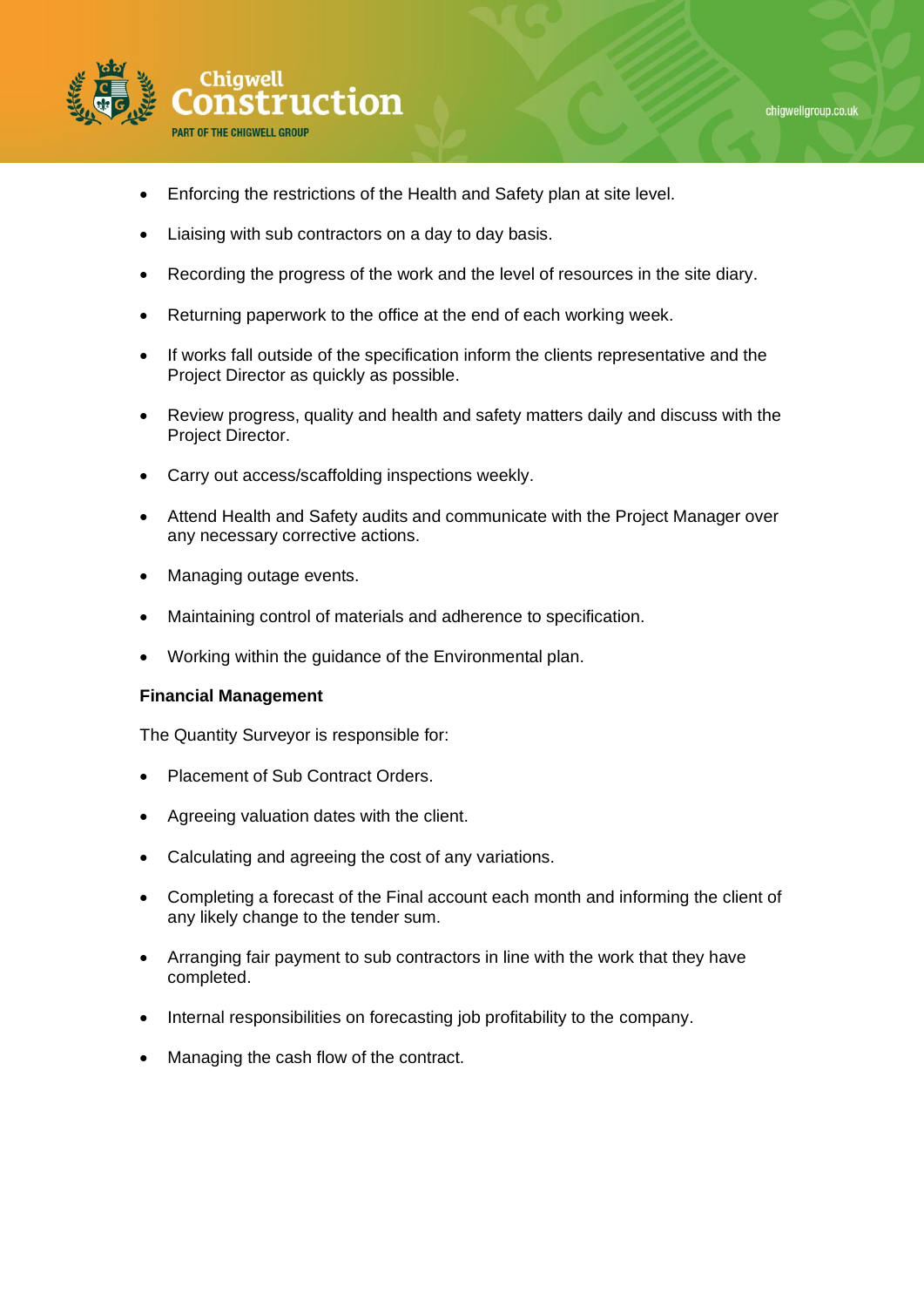- Enforcing the restrictions of the Health and Safety plan at site level.
- Liaising with sub contractors on a day to day basis.
- Recording the progress of the work and the level of resources in the site diary.
- Returning paperwork to the office at the end of each working week.
- If works fall outside of the specification inform the clients representative and the Project Director as quickly as possible.
- Review progress, quality and health and safety matters daily and discuss with the Project Director.
- Carry out access/scaffolding inspections weekly.
- Attend Health and Safety audits and communicate with the Project Manager over any necessary corrective actions.
- Managing outage events.
- Maintaining control of materials and adherence to specification.
- Working within the guidance of the Environmental plan.

**Financial Management**

The Quantity Surveyor is responsible for:

- Placement of Sub Contract Orders.
- Agreeing valuation dates with the client.
- Calculating and agreeing the cost of any variations.
- Completing a forecast of the Final account each month and informing the client of any likely change to the tender sum.
- Arranging fair payment to sub contractors in line with the work that they have completed.
- Internal responsibilities on forecasting job profitability to the company.
- Managing the cash flow of the contract.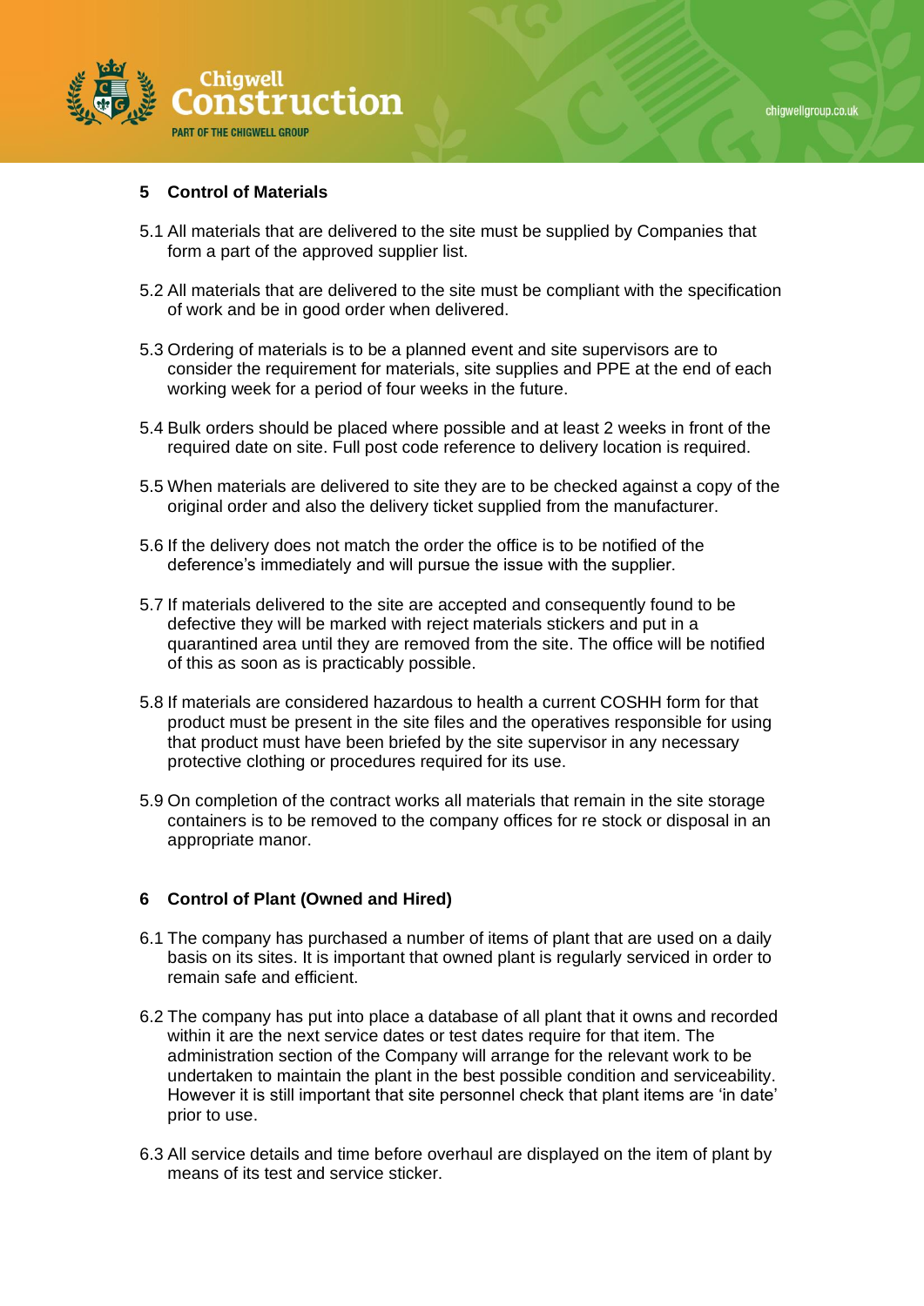## 5 Control of Materials

5.1 All materials that are delivered to the site must be supplied by Companies that form a part of the approved supplier list.

5.2 All materials that are delivered to the site must be compliant with the specification of work and be in good order when delivered.

5.3 Ordering of materials is to be a planned event and site supervisors are to consider the requirement for materials, site supplies and PPE at the end of each working week for a period of four weeks in the future.

5.4 Bulk orders should be placed where possible and at least 2 weeks in front of the required date on site. Full post code reference to delivery location is required.

5.5 When materials are delivered to site they are to be checked against a copy of the original order and also the delivery ticket supplied from the manufacturer.

5.6 If the delivery does not match the order the office is to be notified of the deference's immediately and will pursue the issue with the supplier.

5.7 If materials delivered to the site are accepted and consequently found to be defective they will be marked with reject materials stickers and put in a quarantined area until they are removed from the site. The office will be notified of this as soon as is practicably possible.

5.8 If materials are considered hazardous to health a current COSHH form for that product must be present in the site files and the operatives responsible for using that product must have been briefed by the site supervisor in any necessary protective clothing or procedures required for its use.

5.9 On completion of the contract works all materials that remain in the site storage containers is to be removed to the company offices for re stock or disposal in an appropriate manor.

## 6 Control of Plant (Owned and Hired)

6.1 The company has purchased a number of items of plant that are used on a daily basis on its sites. It is important that owned plant is regularly serviced in order to remain safe and efficient.

6.2 The company has put into place a database of all plant that it owns and recorded within it are the next service dates or test dates require for that item. The administration section of the Company will arrange for the relevant work to be undertaken to maintain the plant in the best possible condition and serviceability. However it is still important that site personnel check that plant items are 'in date' prior to use.

6.3 All service details and time before overhaul are displayed on the item of plant by means of its test and service sticker.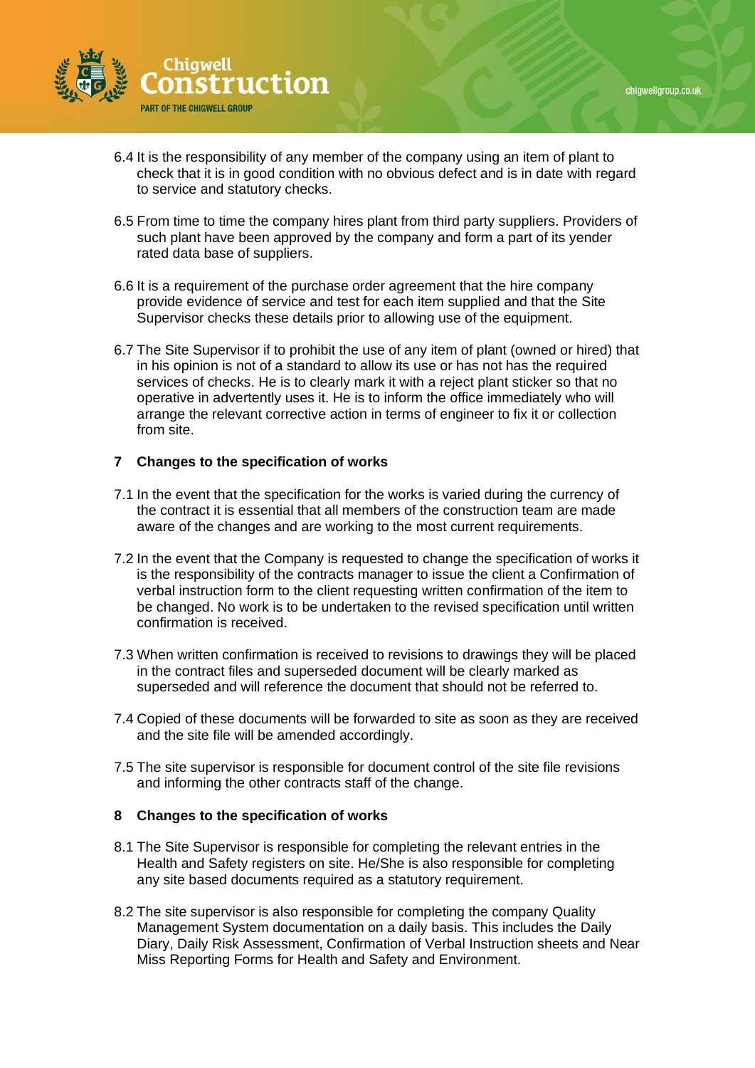6.4 It is the responsibility of any member of the company using an item of plant to check that it is in good condition with no obvious defect and is in date with regard to service and statutory checks.

6.5 From time to time the company hires plant from third party suppliers. Providers of such plant have been approved by the company and form a part of its yender rated data base of suppliers.

6.6 It is a requirement of the purchase order agreement that the hire company provide evidence of service and test for each item supplied and that the Site Supervisor checks these details prior to allowing use of the equipment.

6.7 The Site Supervisor if to prohibit the use of any item of plant (owned or hired) that in his opinion is not of a standard to allow its use or has not has the required services of checks. He is to clearly mark it with a reject plant sticker so that no operative in advertently uses it. He is to inform the office immediately who will arrange the relevant corrective action in terms of engineer to fix it or collection from site.

## 7 Changes to the specification of works

7.1 In the event that the specification for the works is varied during the currency of the contract it is essential that all members of the construction team are made aware of the changes and are working to the most current requirements.

7.2 In the event that the Company is requested to change the specification of works it is the responsibility of the contracts manager to issue the client a Confirmation of verbal instruction form to the client requesting written confirmation of the item to be changed. No work is to be undertaken to the revised specification until written confirmation is received.

7.3 When written confirmation is received to revisions to drawings they will be placed in the contract files and superseded document will be clearly marked as superseded and will reference the document that should not be referred to.

7.4 Copied of these documents will be forwarded to site as soon as they are received and the site file will be amended accordingly.

7.5 The site supervisor is responsible for document control of the site file revisions and informing the other contracts staff of the change.

## 8 Changes to the specification of works

8.1 The Site Supervisor is responsible for completing the relevant entries in the Health and Safety registers on site. He/She is also responsible for completing any site based documents required as a statutory requirement.

8.2 The site supervisor is also responsible for completing the company Quality Management System documentation on a daily basis. This includes the Daily Diary, Daily Risk Assessment, Confirmation of Verbal Instruction sheets and Near Miss Reporting Forms for Health and Safety and Environment.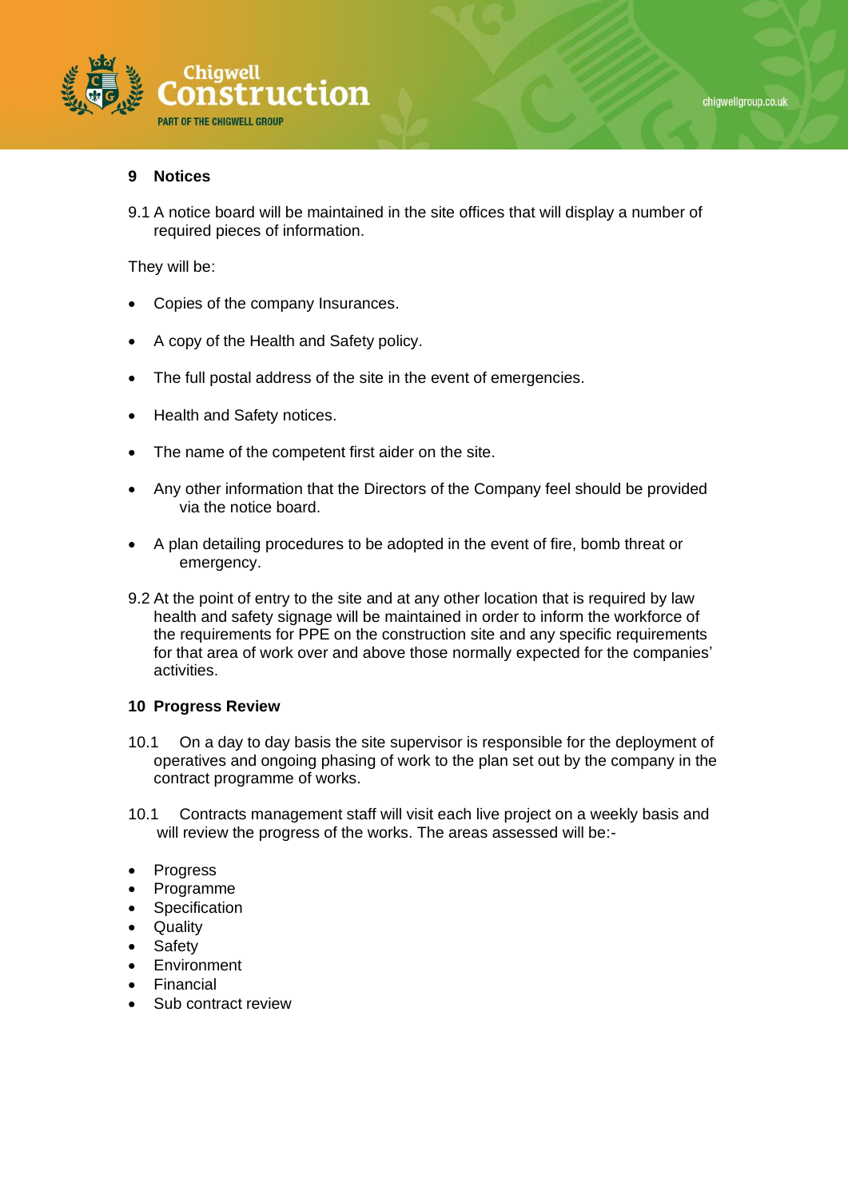## 9 Notices

9.1 A notice board will be maintained in the site offices that will display a number of required pieces of information.

They will be:

- Copies of the company Insurances.
- A copy of the Health and Safety policy.
- The full postal address of the site in the event of emergencies.
- Health and Safety notices.
- The name of the competent first aider on the site.
- Any other information that the Directors of the Company feel should be provided via the notice board.
- A plan detailing procedures to be adopted in the event of fire, bomb threat or emergency.

9.2 At the point of entry to the site and at any other location that is required by law health and safety signage will be maintained in order to inform the workforce of the requirements for PPE on the construction site and any specific requirements for that area of work over and above those normally expected for the companies' activities.

## 10 Progress Review

10.1 On a day to day basis the site supervisor is responsible for the deployment of operatives and ongoing phasing of work to the plan set out by the company in the contract programme of works.

10.1 Contracts management staff will visit each live project on a weekly basis and will review the progress of the works. The areas assessed will be:-

- Progress
- Programme
- Specification
- Quality
- Safety
- Environment
- Financial
- Sub contract review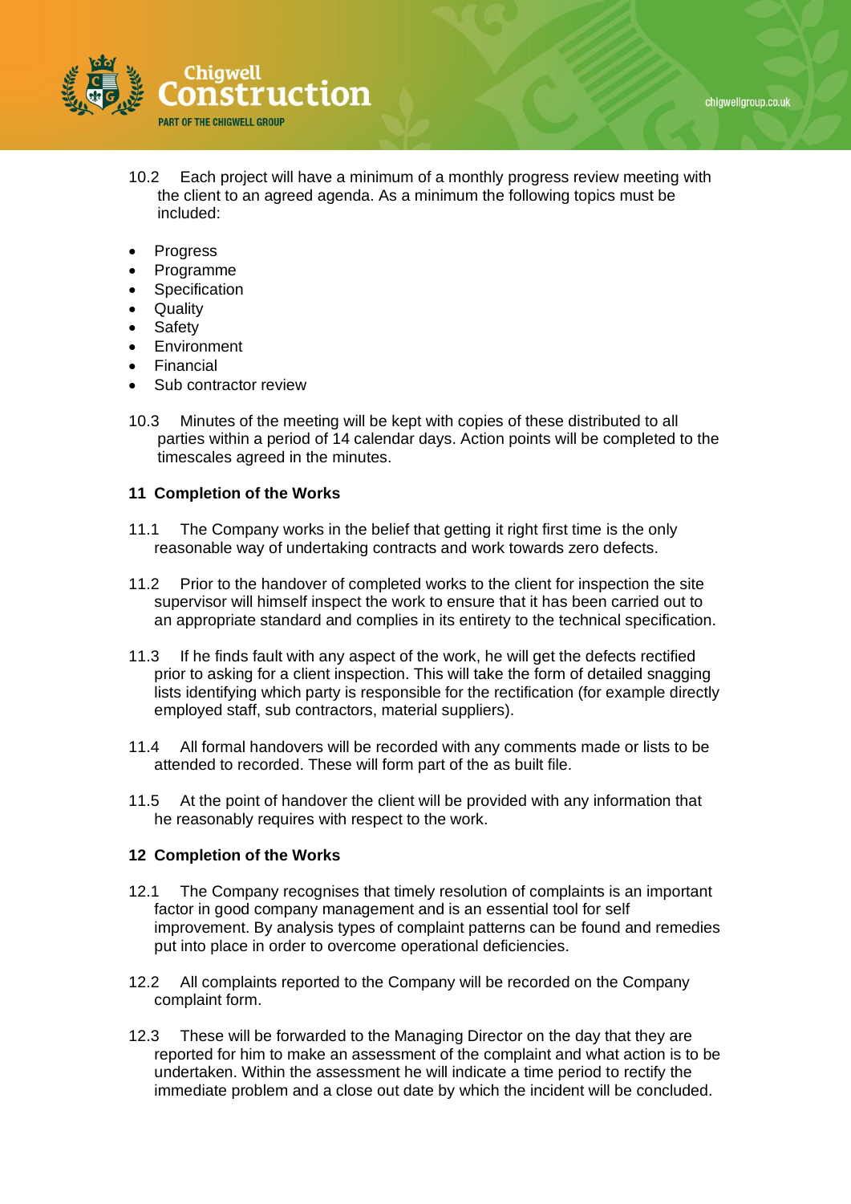10.2 Each project will have a minimum of a monthly progress review meeting with the client to an agreed agenda. As a minimum the following topics must be included:

- Progress
- Programme
- Specification
- Quality
- Safety
- Environment
- Financial
- Sub contractor review

10.3 Minutes of the meeting will be kept with copies of these distributed to all parties within a period of 14 calendar days. Action points will be completed to the timescales agreed in the minutes.

## 11 Completion of the Works

11.1 The Company works in the belief that getting it right first time is the only reasonable way of undertaking contracts and work towards zero defects.

11.2 Prior to the handover of completed works to the client for inspection the site supervisor will himself inspect the work to ensure that it has been carried out to an appropriate standard and complies in its entirety to the technical specification.

11.3 If he finds fault with any aspect of the work, he will get the defects rectified prior to asking for a client inspection. This will take the form of detailed snagging lists identifying which party is responsible for the rectification (for example directly employed staff, sub contractors, material suppliers).

11.4 All formal handovers will be recorded with any comments made or lists to be attended to recorded. These will form part of the as built file.

11.5 At the point of handover the client will be provided with any information that he reasonably requires with respect to the work.

## 12 Completion of the Works

12.1 The Company recognises that timely resolution of complaints is an important factor in good company management and is an essential tool for self improvement. By analysis types of complaint patterns can be found and remedies put into place in order to overcome operational deficiencies.

12.2 All complaints reported to the Company will be recorded on the Company complaint form.

12.3 These will be forwarded to the Managing Director on the day that they are reported for him to make an assessment of the complaint and what action is to be undertaken. Within the assessment he will indicate a time period to rectify the immediate problem and a close out date by which the incident will be concluded.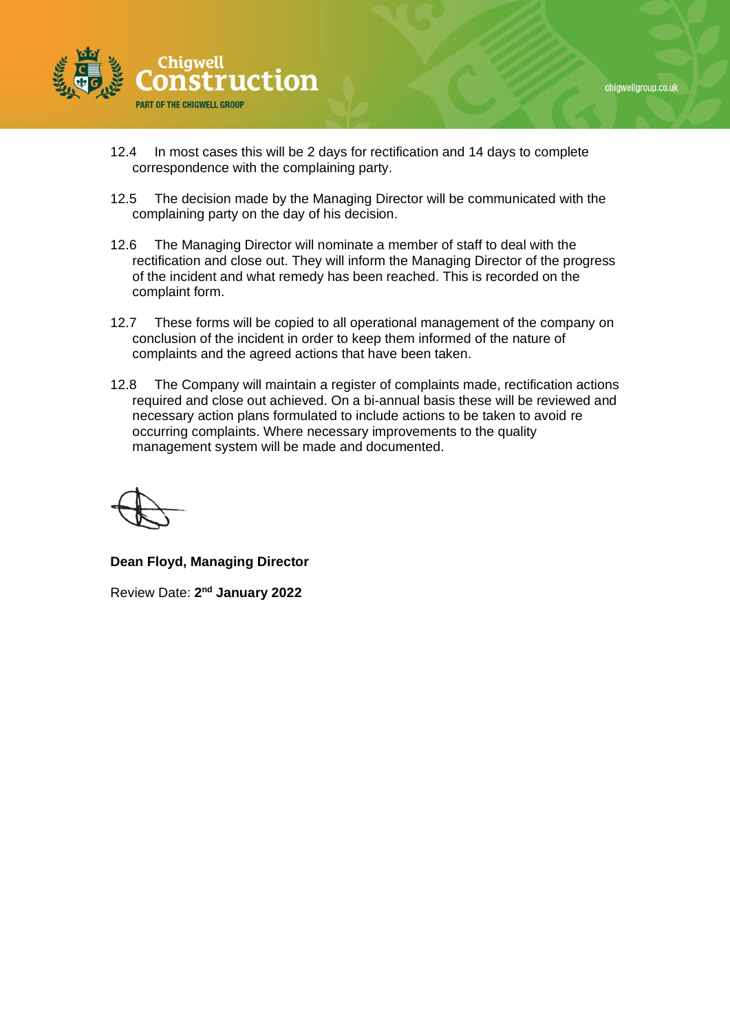12.4 In most cases this will be 2 days for rectification and 14 days to complete correspondence with the complaining party.

12.5 The decision made by the Managing Director will be communicated with the complaining party on the day of his decision.

12.6 The Managing Director will nominate a member of staff to deal with the rectification and close out. They will inform the Managing Director of the progress of the incident and what remedy has been reached. This is recorded on the complaint form.

12.7 These forms will be copied to all operational management of the company on conclusion of the incident in order to keep them informed of the nature of complaints and the agreed actions that have been taken.

12.8 The Company will maintain a register of complaints made, rectification actions required and close out achieved. On a bi-annual basis these will be reviewed and necessary action plans formulated to include actions to be taken to avoid re occurring complaints. Where necessary improvements to the quality management system will be made and documented.

**Dean Floyd, Managing Director**

Review Date: **2nd January 2022**